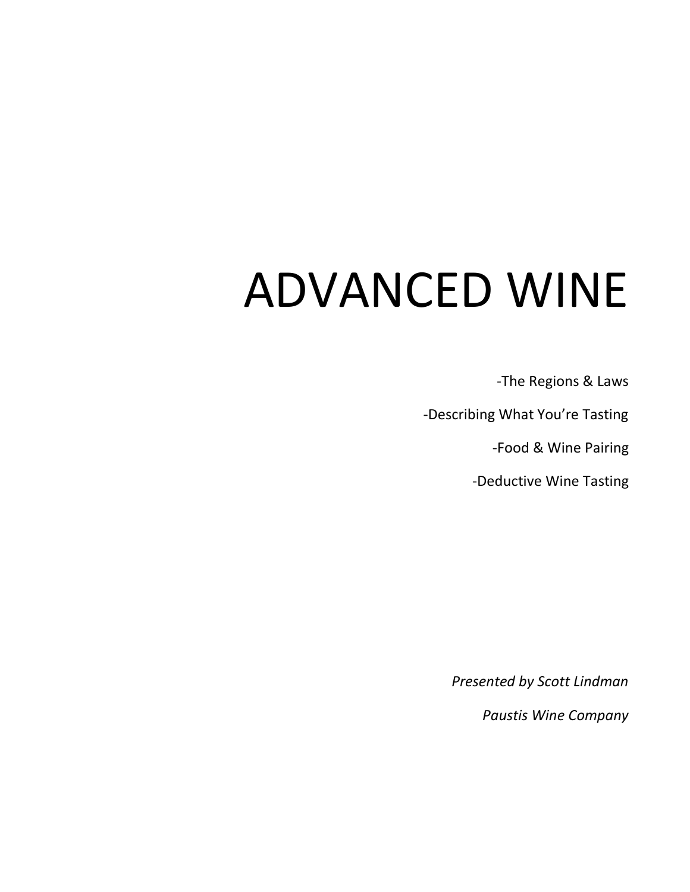# ADVANCED WINE

-The Regions & Laws

-Describing What You're Tasting

-Food & Wine Pairing

-Deductive Wine Tasting

*Presented by Scott Lindman*

*Paustis Wine Company*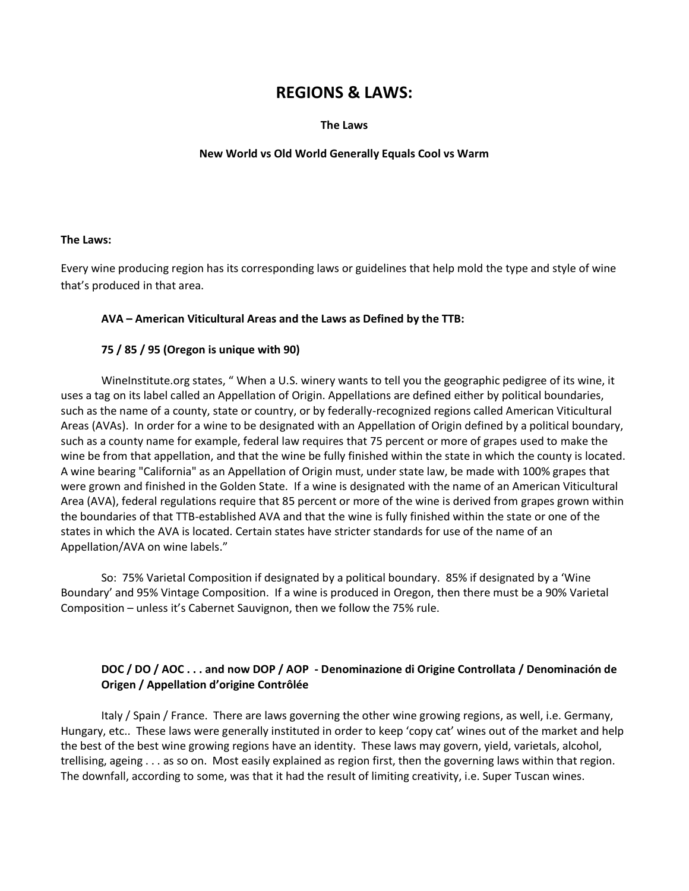# REGIONS & LAWS:

**The Laws**

**New World vs Old World Generally Equals Cool vs Warm**

**The Laws:**

Every wine producing region has its corresponding laws or guidelines that help mold the type and style of wine that's produced in that area.

**AVA – American Viticultural Areas and the Laws as Defined by the TTB:**

**75 / 85 / 95 (Oregon is unique with 90)**

WineInstitute.org states, " When a U.S. winery wants to tell you the geographic pedigree of its wine, it uses a tag on its label called an Appellation of Origin. Appellations are defined either by political boundaries, such as the name of a county, state or country, or by federally-recognized regions called American Viticultural Areas (AVAs). In order for a wine to be designated with an Appellation of Origin defined by a political boundary, such as a county name for example, federal law requires that 75 percent or more of grapes used to make the wine be from that appellation, and that the wine be fully finished within the state in which the county is located. A wine bearing "California" as an Appellation of Origin must, under state law, be made with 100% grapes that were grown and finished in the Golden State. If a wine is designated with the name of an American Viticultural Area (AVA), federal regulations require that 85 percent or more of the wine is derived from grapes grown within the boundaries of that TTB-established AVA and that the wine is fully finished within the state or one of the states in which the AVA is located. Certain states have stricter standards for use of the name of an Appellation/AVA on wine labels."

So: 75% Varietal Composition if designated by a political boundary. 85% if designated by a 'Wine Boundary' and 95% Vintage Composition. If a wine is produced in Oregon, then there must be a 90% Varietal Composition – unless it's Cabernet Sauvignon, then we follow the 75% rule.

**DOC / DO / AOC . . . and now DOP / AOP - Denominazione di Origine Controllata / Denominación de Origen / Appellation d'origine Contrôlée**

Italy / Spain / France. There are laws governing the other wine growing regions, as well, i.e. Germany, Hungary, etc.. These laws were generally instituted in order to keep 'copy cat' wines out of the market and help the best of the best wine growing regions have an identity. These laws may govern, yield, varietals, alcohol, trellising, ageing . . . as so on. Most easily explained as region first, then the governing laws within that region. The downfall, according to some, was that it had the result of limiting creativity, i.e. Super Tuscan wines.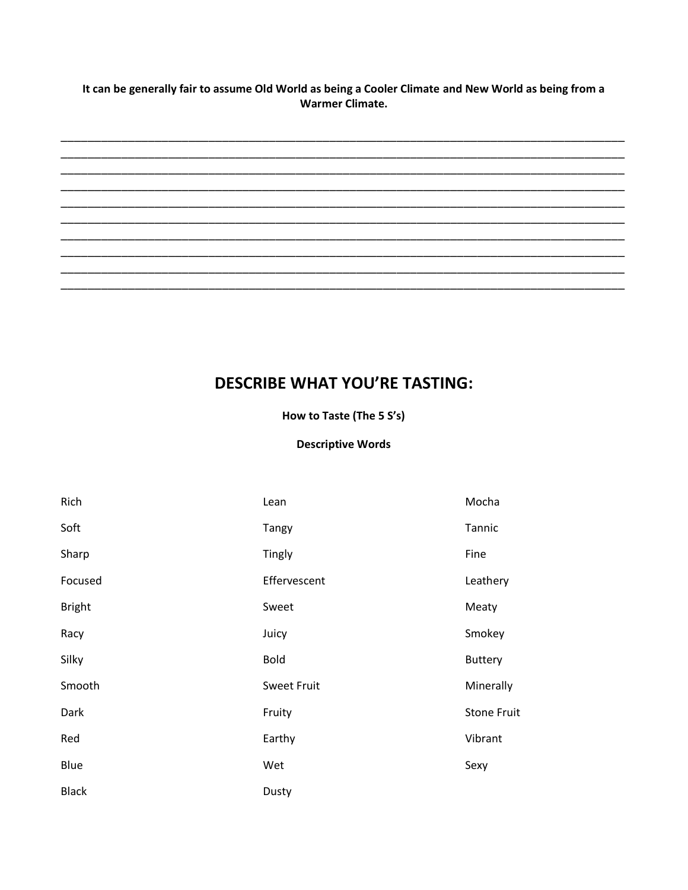**It can be generally fair to assume Old World as being a Cooler Climate and New World as being from a Warmer Climate.**

__________________________________________________________________________________________
__________________________________________________________________________________________
__________________________________________________________________________________________
__________________________________________________________________________________________
__________________________________________________________________________________________
__________________________________________________________________________________________
__________________________________________________________________________________________
__________________________________________________________________________________________
__________________________________________________________________________________________
__________________________________________________________________________________________

## DESCRIBE WHAT YOU'RE TASTING:

**How to Taste (The 5 S's)**

**Descriptive Words**

| | | |
|---|---|---|
| Rich | Lean | Mocha |
| Soft | Tangy | Tannic |
| Sharp | Tingly | Fine |
| Focused | Effervescent | Leathery |
| Bright | Sweet | Meaty |
| Racy | Juicy | Smokey |
| Silky | Bold | Buttery |
| Smooth | Sweet Fruit | Minerally |
| Dark | Fruity | Stone Fruit |
| Red | Earthy | Vibrant |
| Blue | Wet | Sexy |
| Black | Dusty | |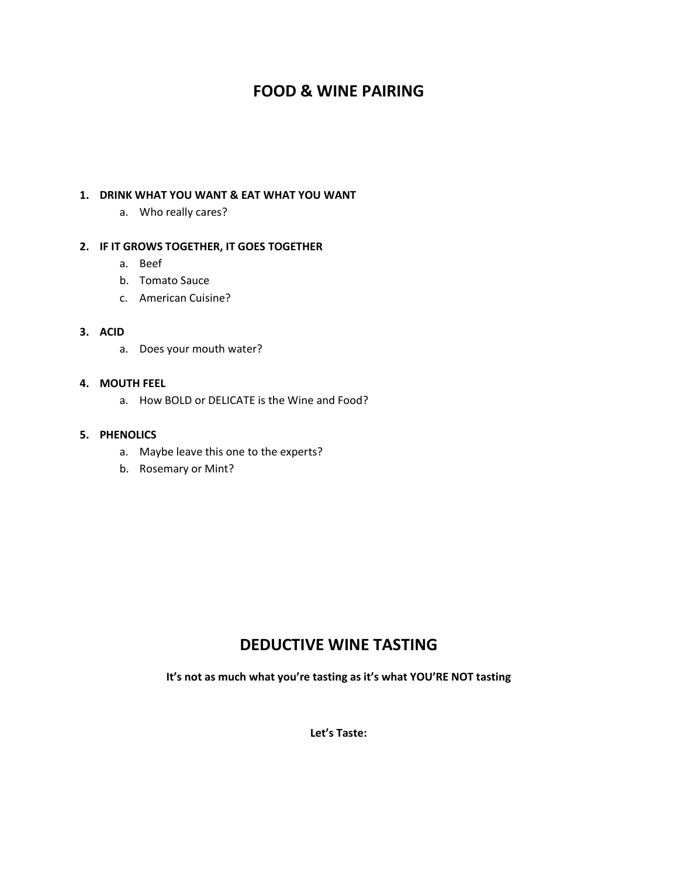# FOOD & WINE PAIRING

1. **DRINK WHAT YOU WANT & EAT WHAT YOU WANT**
    a. Who really cares?

2. **IF IT GROWS TOGETHER, IT GOES TOGETHER**
    a. Beef
    b. Tomato Sauce
    c. American Cuisine?

3. **ACID**
    a. Does your mouth water?

4. **MOUTH FEEL**
    a. How BOLD or DELICATE is the Wine and Food?

5. **PHENOLICS**
    a. Maybe leave this one to the experts?
    b. Rosemary or Mint?

# DEDUCTIVE WINE TASTING

**It's not as much what you're tasting as it's what YOU'RE NOT tasting**

**Let's Taste:**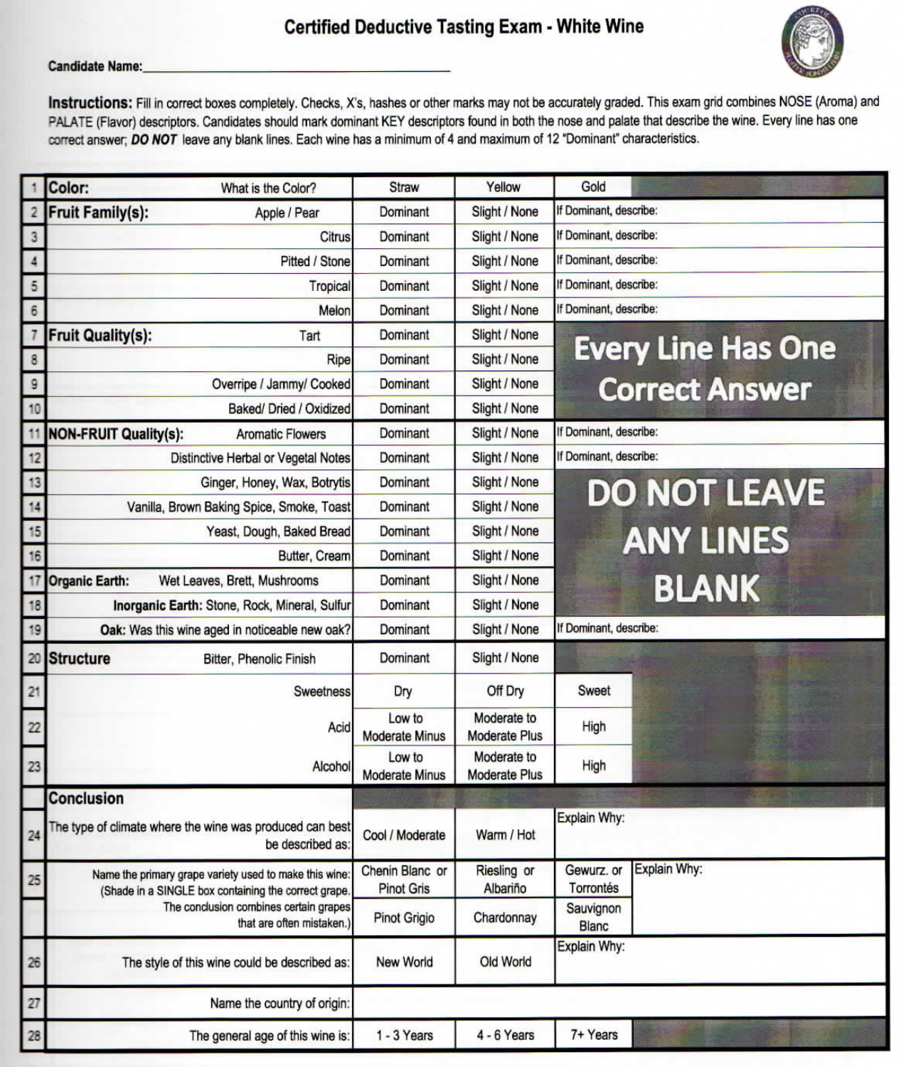# Certified Deductive Tasting Exam - White Wine

**Candidate Name:**\_\_\_\_\_\_\_\_\_\_\_\_\_\_\_\_\_\_\_\_\_\_\_\_\_\_\_\_\_\_\_\_\_\_\_\_\_\_\_\_

**Instructions:** Fill in correct boxes completely. Checks, X's, hashes or other marks may not be accurately graded. This exam grid combines NOSE (Aroma) and PALATE (Flavor) descriptors. Candidates should mark dominant KEY descriptors found in both the nose and palate that describe the wine. Every line has one correct answer; ***DO NOT*** leave any blank lines. Each wine has a minimum of 4 and maximum of 12 "Dominant" characteristics.

| | | | | | | |
|---|---|---|---|---|---|---|
| 1 | **Color:** | What is the Color? | Straw | Yellow | Gold | |
| 2 | **Fruit Family(s):** | Apple / Pear | Dominant | Slight / None | If Dominant, describe: | |
| 3 | | Citrus | Dominant | Slight / None | If Dominant, describe: | |
| 4 | | Pitted / Stone | Dominant | Slight / None | If Dominant, describe: | |
| 5 | | Tropical | Dominant | Slight / None | If Dominant, describe: | |
| 6 | | Melon | Dominant | Slight / None | If Dominant, describe: | |
| 7 | **Fruit Quality(s):** | Tart | Dominant | Slight / None | **Every Line Has One Correct Answer** | |
| 8 | | Ripe | Dominant | Slight / None | | |
| 9 | | Overripe / Jammy/ Cooked | Dominant | Slight / None | | |
| 10 | | Baked/ Dried / Oxidized | Dominant | Slight / None | | |
| 11 | **NON-FRUIT Quality(s):** | Aromatic Flowers | Dominant | Slight / None | If Dominant, describe: | |
| 12 | | Distinctive Herbal or Vegetal Notes | Dominant | Slight / None | If Dominant, describe: | |
| 13 | | Ginger, Honey, Wax, Botrytis | Dominant | Slight / None | **DO NOT LEAVE ANY LINES BLANK** | |
| 14 | | Vanilla, Brown Baking Spice, Smoke, Toast | Dominant | Slight / None | | |
| 15 | | Yeast, Dough, Baked Bread | Dominant | Slight / None | | |
| 16 | | Butter, Cream | Dominant | Slight / None | | |
| 17 | **Organic Earth:** | Wet Leaves, Brett, Mushrooms | Dominant | Slight / None | | |
| 18 | | **Inorganic Earth:** Stone, Rock, Mineral, Sulfur | Dominant | Slight / None | | |
| 19 | | **Oak:** Was this wine aged in noticeable new oak? | Dominant | Slight / None | If Dominant, describe: | |
| 20 | **Structure** | Bitter, Phenolic Finish | Dominant | Slight / None | | |
| 21 | | Sweetness | Dry | Off Dry | Sweet | |
| 22 | | Acid | Low to Moderate Minus | Moderate to Moderate Plus | High | |
| 23 | | Alcohol | Low to Moderate Minus | Moderate to Moderate Plus | High | |
| | **Conclusion** | | | | | |
| 24 | The type of climate where the wine was produced can best be described as: | | Cool / Moderate | Warm / Hot | Explain Why: | |
| 25 | Name the primary grape variety used to make this wine: (Shade in a SINGLE box containing the correct grape. The conclusion combines certain grapes that are often mistaken.) | | Chenin Blanc or Pinot Gris | Riesling or Albariño | Gewurz. or Torrontés | Explain Why: |
| | | | Pinot Grigio | Chardonnay | Sauvignon Blanc | |
| 26 | The style of this wine could be described as: | | New World | Old World | Explain Why: | |
| 27 | Name the country of origin: | | | | | |
| 28 | The general age of this wine is: | | 1 - 3 Years | 4 - 6 Years | 7+ Years | |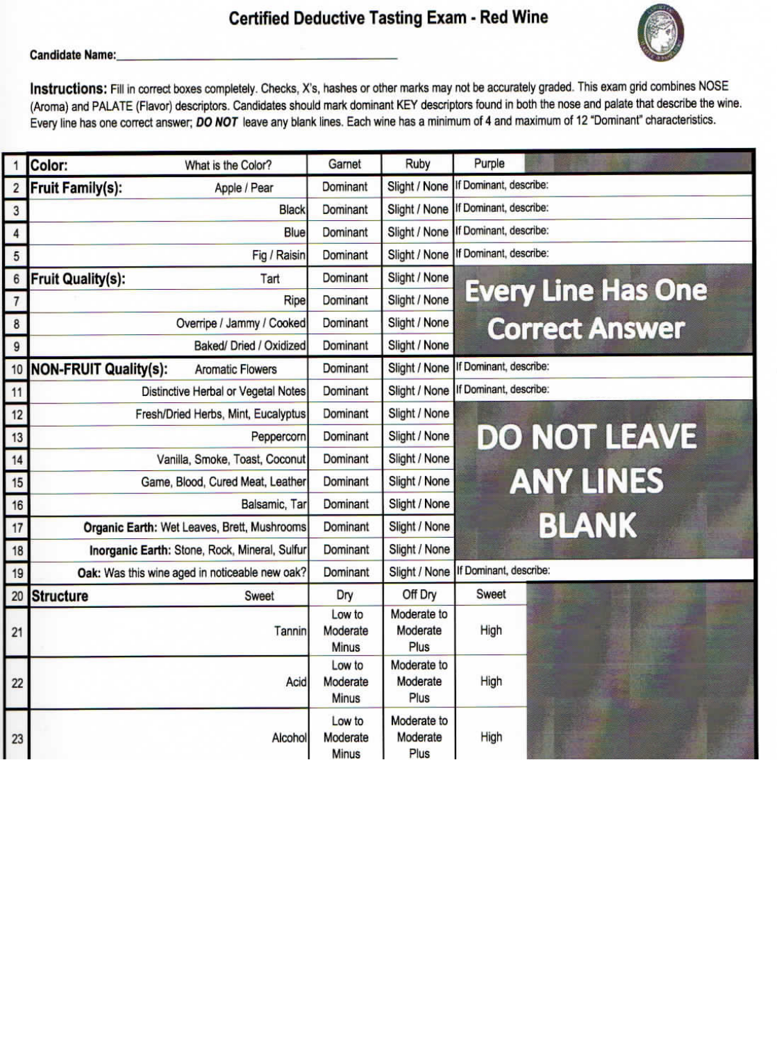# Certified Deductive Tasting Exam - Red Wine

**Candidate Name:**\_\_\_\_\_\_\_\_\_\_\_\_\_\_\_\_\_\_\_\_\_\_\_\_\_\_\_\_\_\_\_\_\_\_\_\_

**Instructions:** Fill in correct boxes completely. Checks, X's, hashes or other marks may not be accurately graded. This exam grid combines NOSE (Aroma) and PALATE (Flavor) descriptors. Candidates should mark dominant KEY descriptors found in both the nose and palate that describe the wine. Every line has one correct answer; ***DO NOT*** leave any blank lines. Each wine has a minimum of 4 and maximum of 12 "Dominant" characteristics.

| | | | | | |
|---|---|---|---|---|---|
| 1 | **Color:** What is the Color? | Garnet | Ruby | Purple | |
| 2 | **Fruit Family(s):** Apple / Pear | Dominant | Slight / None | If Dominant, describe: | |
| 3 | Black | Dominant | Slight / None | If Dominant, describe: | |
| 4 | Blue | Dominant | Slight / None | If Dominant, describe: | |
| 5 | Fig / Raisin | Dominant | Slight / None | If Dominant, describe: | |
| 6 | **Fruit Quality(s):** Tart | Dominant | Slight / None | **Every Line Has One Correct Answer** | |
| 7 | Ripe | Dominant | Slight / None | | |
| 8 | Overripe / Jammy / Cooked | Dominant | Slight / None | | |
| 9 | Baked/ Dried / Oxidized | Dominant | Slight / None | | |
| 10 | **NON-FRUIT Quality(s):** Aromatic Flowers | Dominant | Slight / None | If Dominant, describe: | |
| 11 | Distinctive Herbal or Vegetal Notes | Dominant | Slight / None | If Dominant, describe: | |
| 12 | Fresh/Dried Herbs, Mint, Eucalyptus | Dominant | Slight / None | **DO NOT LEAVE ANY LINES BLANK** | |
| 13 | Peppercorn | Dominant | Slight / None | | |
| 14 | Vanilla, Smoke, Toast, Coconut | Dominant | Slight / None | | |
| 15 | Game, Blood, Cured Meat, Leather | Dominant | Slight / None | | |
| 16 | Balsamic, Tar | Dominant | Slight / None | | |
| 17 | **Organic Earth:** Wet Leaves, Brett, Mushrooms | Dominant | Slight / None | | |
| 18 | **Inorganic Earth:** Stone, Rock, Mineral, Sulfur | Dominant | Slight / None | | |
| 19 | **Oak:** Was this wine aged in noticeable new oak? | Dominant | Slight / None | If Dominant, describe: | |
| 20 | **Structure** Sweet | Dry | Off Dry | Sweet | |
| 21 | Tannin | Low to Moderate Minus | Moderate to Moderate Plus | High | |
| 22 | Acid | Low to Moderate Minus | Moderate to Moderate Plus | High | |
| 23 | Alcohol | Low to Moderate Minus | Moderate to Moderate Plus | High | |